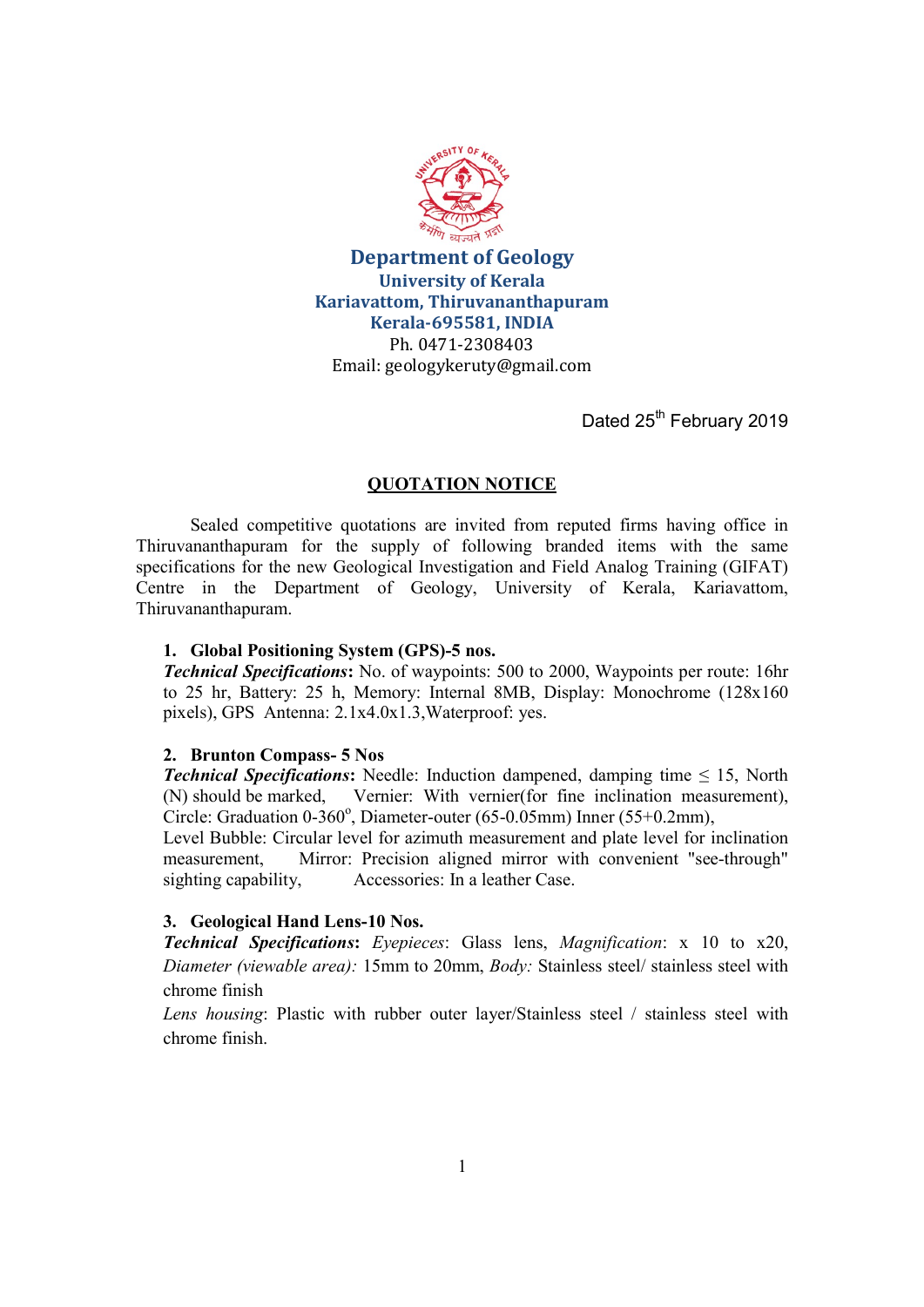# Department of Geology

**University of Kerala**
**Kariavattom, Thiruvananthapuram**
**Kerala-695581, INDIA**
Ph. 0471-2308403
Email: geologykeruty@gmail.com

Dated 25th February 2019

## QUOTATION NOTICE

Sealed competitive quotations are invited from reputed firms having office in Thiruvananthapuram for the supply of following branded items with the same specifications for the new Geological Investigation and Field Analog Training (GIFAT) Centre in the Department of Geology, University of Kerala, Kariavattom, Thiruvananthapuram.

1. **Global Positioning System (GPS)-5 nos.**
   ***Technical Specifications*****:** No. of waypoints: 500 to 2000, Waypoints per route: 16hr to 25 hr, Battery: 25 h, Memory: Internal 8MB, Display: Monochrome (128x160 pixels), GPS Antenna: 2.1x4.0x1.3,Waterproof: yes.

2. **Brunton Compass- 5 Nos**
   ***Technical Specifications*****:** Needle: Induction dampened, damping time ≤ 15, North (N) should be marked, Vernier: With vernier(for fine inclination measurement), Circle: Graduation 0-360°, Diameter-outer (65-0.05mm) Inner (55+0.2mm),
   Level Bubble: Circular level for azimuth measurement and plate level for inclination measurement, Mirror: Precision aligned mirror with convenient "see-through" sighting capability, Accessories: In a leather Case.

3. **Geological Hand Lens-10 Nos.**
   ***Technical Specifications*****:** *Eyepieces*: Glass lens, *Magnification*: x 10 to x20, *Diameter (viewable area):* 15mm to 20mm, *Body:* Stainless steel/ stainless steel with chrome finish
   *Lens housing*: Plastic with rubber outer layer/Stainless steel / stainless steel with chrome finish.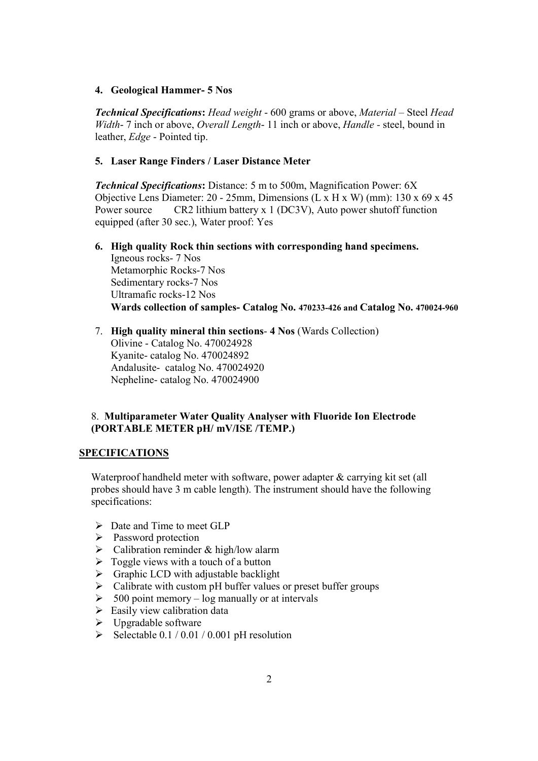4. **Geological Hammer- 5 Nos**

***Technical Specifications*****:** *Head weight* - 600 grams or above, *Material* – Steel *Head Width*- 7 inch or above, *Overall Length*- 11 inch or above, *Handle* - steel, bound in leather, *Edge* - Pointed tip.

5. **Laser Range Finders / Laser Distance Meter**

***Technical Specifications*****:** Distance: 5 m to 500m, Magnification Power: 6X Objective Lens Diameter: 20 - 25mm, Dimensions (L x H x W) (mm): 130 x 69 x 45 Power source CR2 lithium battery x 1 (DC3V), Auto power shutoff function equipped (after 30 sec.), Water proof: Yes

6. **High quality Rock thin sections with corresponding hand specimens.**
   Igneous rocks- 7 Nos
   Metamorphic Rocks-7 Nos
   Sedimentary rocks-7 Nos
   Ultramafic rocks-12 Nos
   **Wards collection of samples- Catalog No. 470233-426 and Catalog No. 470024-960**

7. **High quality mineral thin sections**- **4 Nos** (Wards Collection)
   Olivine - Catalog No. 470024928
   Kyanite- catalog No. 470024892
   Andalusite- catalog No. 470024920
   Nepheline- catalog No. 470024900

8. **Multiparameter Water Quality Analyser with Fluoride Ion Electrode (PORTABLE METER pH/ mV/ISE /TEMP.)**

**SPECIFICATIONS**

Waterproof handheld meter with software, power adapter & carrying kit set (all probes should have 3 m cable length). The instrument should have the following specifications:

- Date and Time to meet GLP
- Password protection
- Calibration reminder & high/low alarm
- Toggle views with a touch of a button
- Graphic LCD with adjustable backlight
- Calibrate with custom pH buffer values or preset buffer groups
- 500 point memory – log manually or at intervals
- Easily view calibration data
- Upgradable software
- Selectable 0.1 / 0.01 / 0.001 pH resolution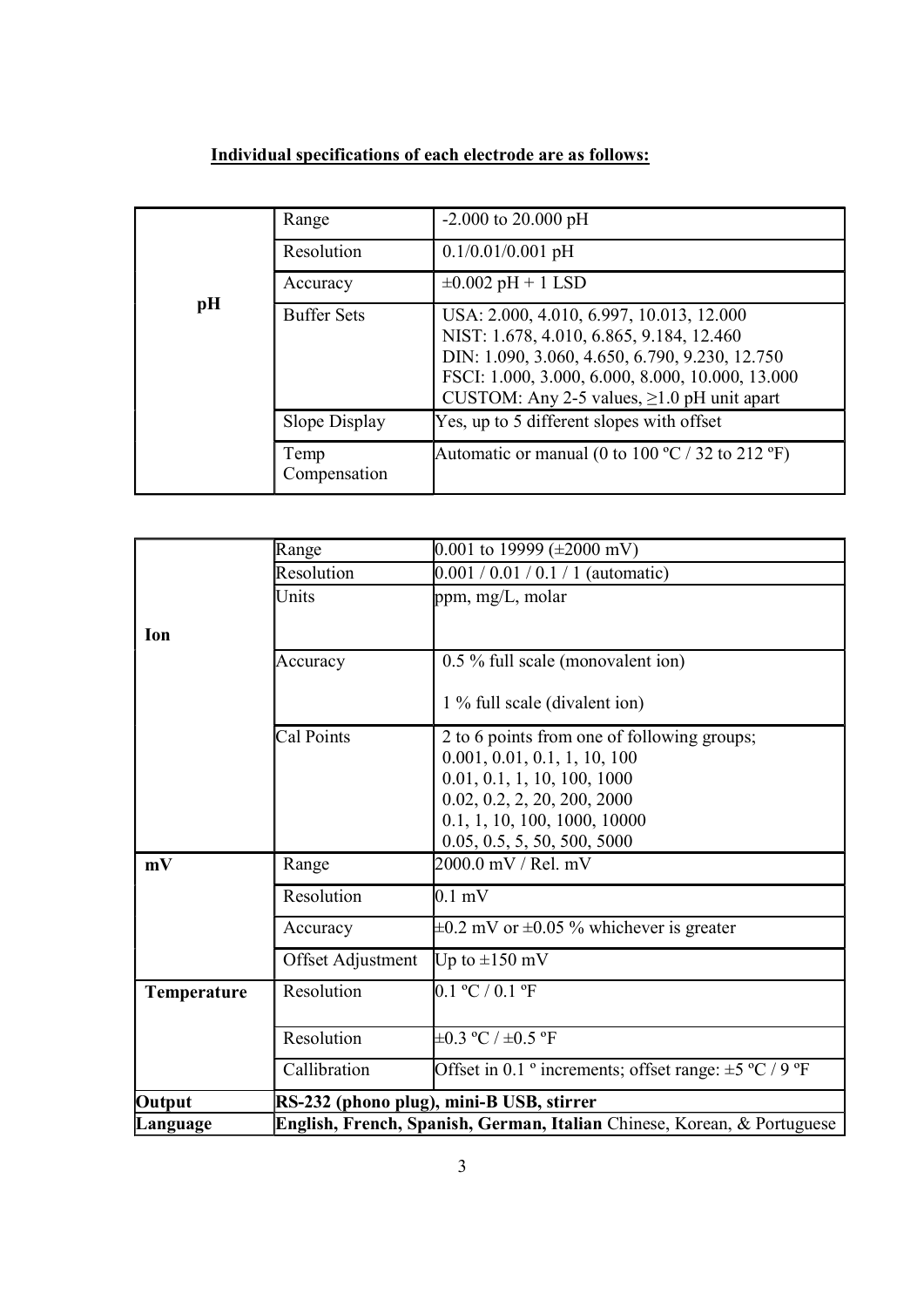**Individual specifications of each electrode are as follows:**

| | | |
|---|---|---|
| **pH** | Range | -2.000 to 20.000 pH |
| | Resolution | 0.1/0.01/0.001 pH |
| | Accuracy | ±0.002 pH + 1 LSD |
| | Buffer Sets | USA: 2.000, 4.010, 6.997, 10.013, 12.000<br>NIST: 1.678, 4.010, 6.865, 9.184, 12.460<br>DIN: 1.090, 3.060, 4.650, 6.790, 9.230, 12.750<br>FSCI: 1.000, 3.000, 6.000, 8.000, 10.000, 13.000<br>CUSTOM: Any 2-5 values, ≥1.0 pH unit apart |
| | Slope Display | Yes, up to 5 different slopes with offset |
| | Temp Compensation | Automatic or manual (0 to 100 ºC / 32 to 212 ºF) |

| | | |
|---|---|---|
| **Ion** | Range | 0.001 to 19999 (±2000 mV) |
| | Resolution | 0.001 / 0.01 / 0.1 / 1 (automatic) |
| | Units | ppm, mg/L, molar |
| | Accuracy | 0.5 % full scale (monovalent ion)<br><br>1 % full scale (divalent ion) |
| | Cal Points | 2 to 6 points from one of following groups;<br>0.001, 0.01, 0.1, 1, 10, 100<br>0.01, 0.1, 1, 10, 100, 1000<br>0.02, 0.2, 2, 20, 200, 2000<br>0.1, 1, 10, 100, 1000, 10000<br>0.05, 0.5, 5, 50, 500, 5000 |
| **mV** | Range | 2000.0 mV / Rel. mV |
| | Resolution | 0.1 mV |
| | Accuracy | ±0.2 mV or ±0.05 % whichever is greater |
| | Offset Adjustment | Up to ±150 mV |
| **Temperature** | Resolution | 0.1 ºC / 0.1 ºF |
| | Resolution | ±0.3 ºC / ±0.5 ºF |
| | Callibration | Offset in 0.1 º increments; offset range: ±5 ºC / 9 ºF |
| **Output** | **RS-232 (phono plug), mini-B USB, stirrer** | |
| **Language** | **English, French, Spanish, German, Italian** Chinese, Korean, & Portuguese | |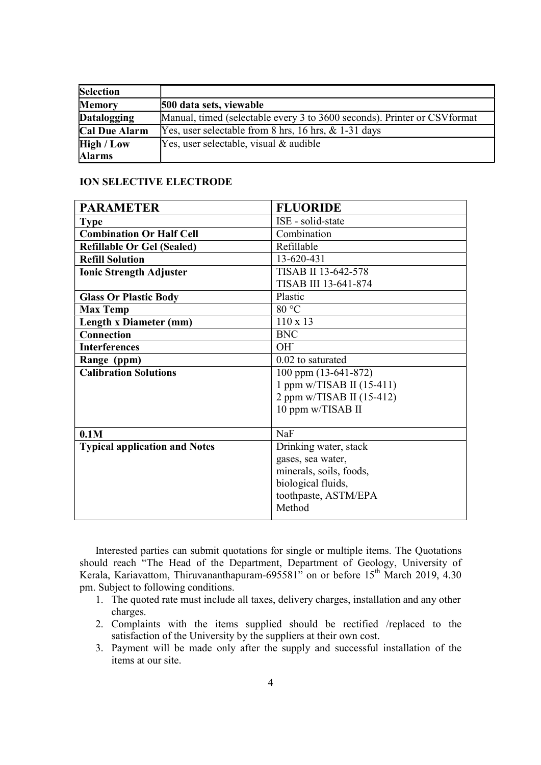| **Selection** | |
|---|---|
| **Memory** | **500 data sets, viewable** |
| **Datalogging** | Manual, timed (selectable every 3 to 3600 seconds). Printer or CSVformat |
| **Cal Due Alarm** | Yes, user selectable from 8 hrs, 16 hrs, & 1-31 days |
| **High / Low Alarms** | Yes, user selectable, visual & audible |

**ION SELECTIVE ELECTRODE**

| **PARAMETER** | **FLUORIDE** |
|---|---|
| **Type** | ISE - solid-state |
| **Combination Or Half Cell** | Combination |
| **Refillable Or Gel (Sealed)** | Refillable |
| **Refill Solution** | 13-620-431 |
| **Ionic Strength Adjuster** | TISAB II 13-642-578<br>TISAB III 13-641-874 |
| **Glass Or Plastic Body** | Plastic |
| **Max Temp** | 80 °C |
| **Length x Diameter (mm)** | 110 x 13 |
| **Connection** | BNC |
| **Interferences** | $OH^-$ |
| **Range (ppm)** | 0.02 to saturated |
| **Calibration Solutions** | 100 ppm (13-641-872)<br>1 ppm w/TISAB II (15-411)<br>2 ppm w/TISAB II (15-412)<br>10 ppm w/TISAB II |
| **0.1M** | NaF |
| **Typical application and Notes** | Drinking water, stack gases, sea water, minerals, soils, foods, biological fluids, toothpaste, ASTM/EPA Method |

Interested parties can submit quotations for single or multiple items. The Quotations should reach "The Head of the Department, Department of Geology, University of Kerala, Kariavattom, Thiruvananthapuram-695581" on or before 15th March 2019, 4.30 pm. Subject to following conditions.

1. The quoted rate must include all taxes, delivery charges, installation and any other charges.
2. Complaints with the items supplied should be rectified /replaced to the satisfaction of the University by the suppliers at their own cost.
3. Payment will be made only after the supply and successful installation of the items at our site.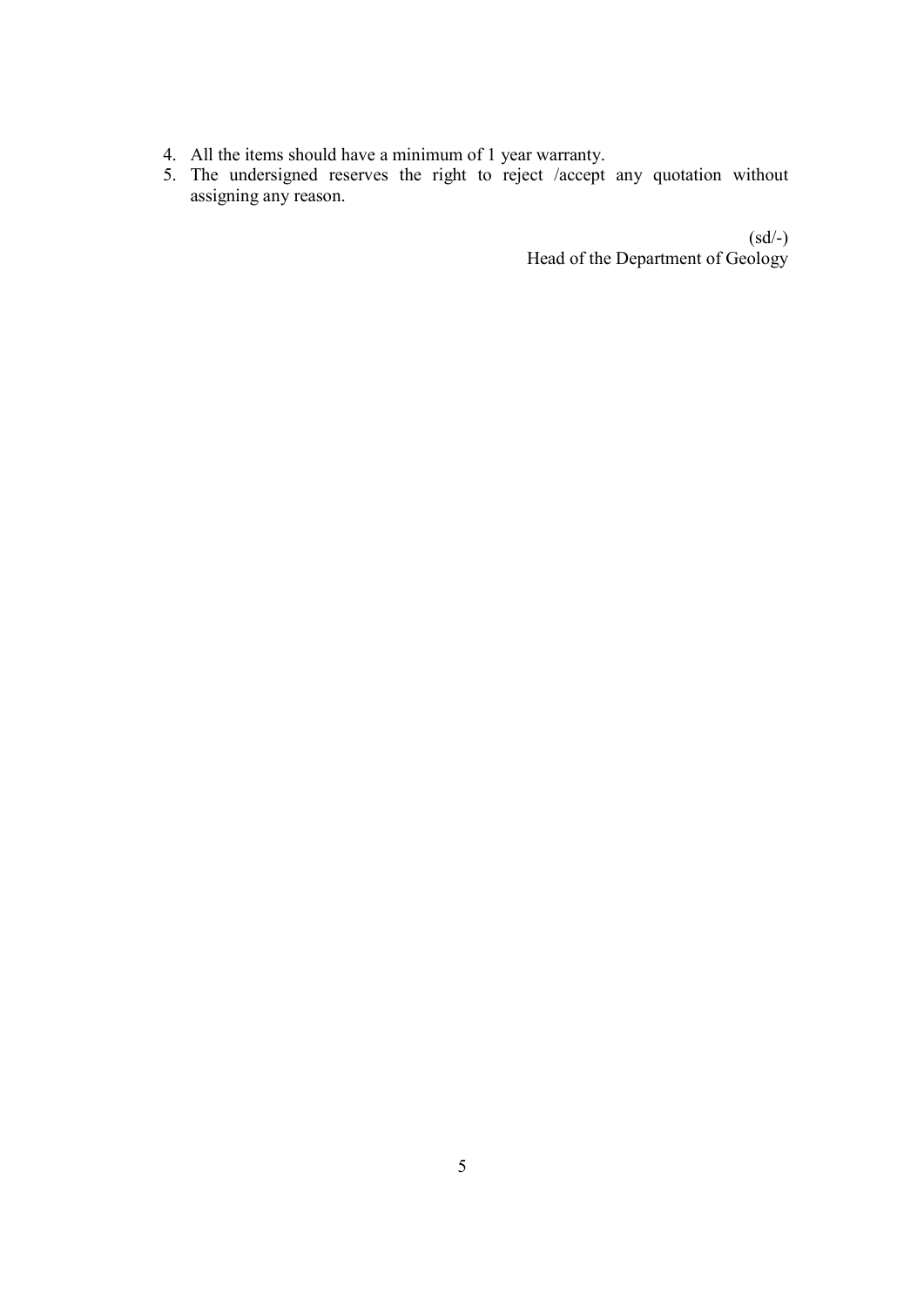4. All the items should have a minimum of 1 year warranty.
5. The undersigned reserves the right to reject /accept any quotation without assigning any reason.

(sd/-)
Head of the Department of Geology